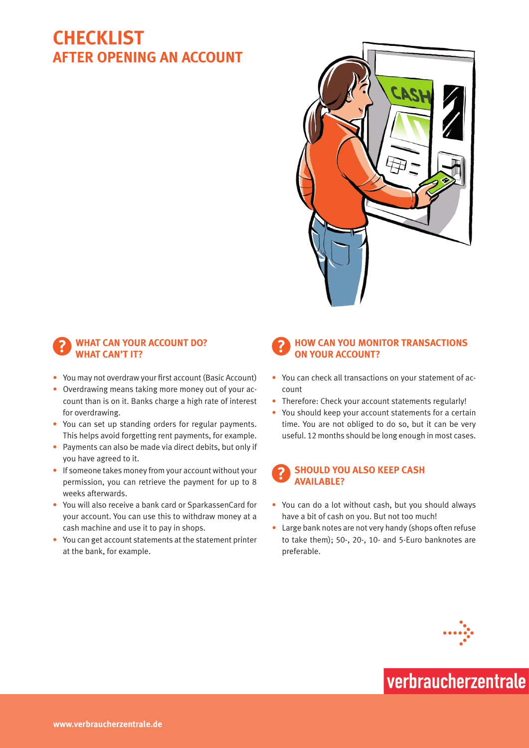# CHECKLIST
## AFTER OPENING AN ACCOUNT

### WHAT CAN YOUR ACCOUNT DO? WHAT CAN'T IT?

- You may not overdraw your first account (Basic Account)
- Overdrawing means taking more money out of your account than is on it. Banks charge a high rate of interest for overdrawing.
- You can set up standing orders for regular payments. This helps avoid forgetting rent payments, for example.
- Payments can also be made via direct debits, but only if you have agreed to it.
- If someone takes money from your account without your permission, you can retrieve the payment for up to 8 weeks afterwards.
- You will also receive a bank card or SparkassenCard for your account. You can use this to withdraw money at a cash machine and use it to pay in shops.
- You can get account statements at the statement printer at the bank, for example.

### HOW CAN YOU MONITOR TRANSACTIONS ON YOUR ACCOUNT?

- You can check all transactions on your statement of account
- Therefore: Check your account statements regularly!
- You should keep your account statements for a certain time. You are not obliged to do so, but it can be very useful. 12 months should be long enough in most cases.

### SHOULD YOU ALSO KEEP CASH AVAILABLE?

- You can do a lot without cash, but you should always have a bit of cash on you. But not too much!
- Large bank notes are not very handy (shops often refuse to take them); 50-, 20-, 10- and 5-Euro banknotes are preferable.

verbraucherzentrale

www.verbraucherzentrale.de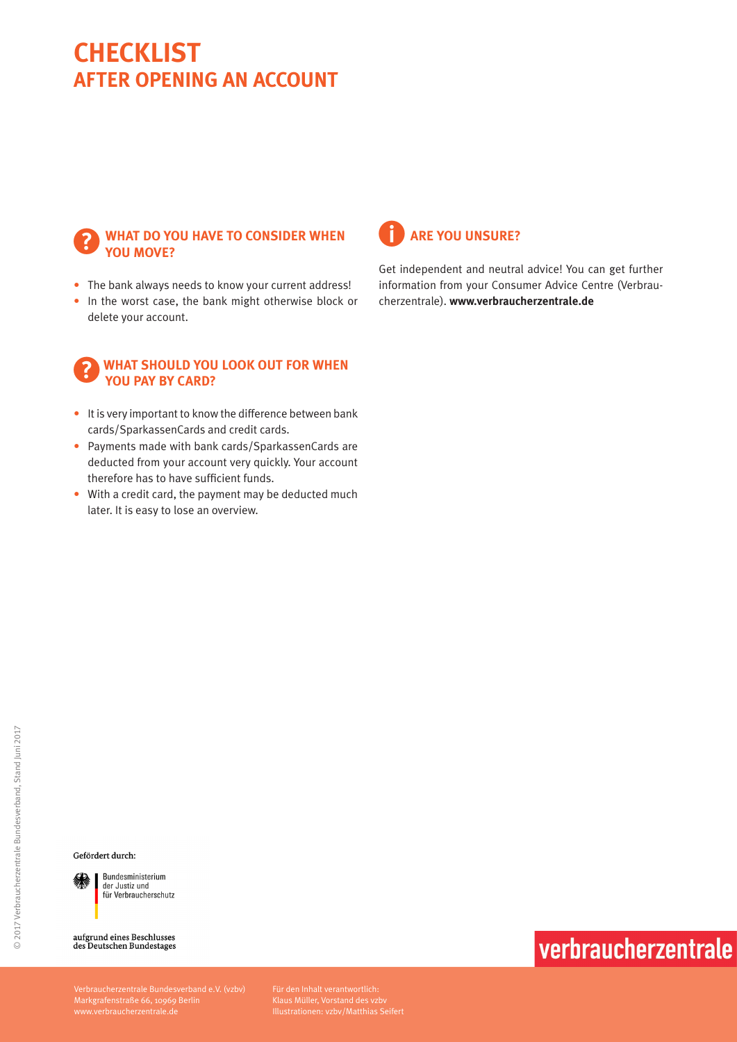# CHECKLIST
## AFTER OPENING AN ACCOUNT

### WHAT DO YOU HAVE TO CONSIDER WHEN YOU MOVE?

- The bank always needs to know your current address!
- In the worst case, the bank might otherwise block or delete your account.

### WHAT SHOULD YOU LOOK OUT FOR WHEN YOU PAY BY CARD?

- It is very important to know the difference between bank cards/SparkassenCards and credit cards.
- Payments made with bank cards/SparkassenCards are deducted from your account very quickly. Your account therefore has to have sufficient funds.
- With a credit card, the payment may be deducted much later. It is easy to lose an overview.

### ARE YOU UNSURE?

Get independent and neutral advice! You can get further information from your Consumer Advice Centre (Verbraucherzentrale). **www.verbraucherzentrale.de**

© 2017 Verbraucherzentrale Bundesverband, Stand Juni 2017

Gefördert durch:

Bundesministerium der Justiz und für Verbraucherschutz

aufgrund eines Beschlusses des Deutschen Bundestages

verbraucherzentrale

Verbraucherzentrale Bundesverband e.V. (vzbv)
Markgrafenstraße 66, 10969 Berlin
www.verbraucherzentrale.de

Für den Inhalt verantwortlich:
Klaus Müller, Vorstand des vzbv
Illustrationen: vzbv/Matthias Seifert